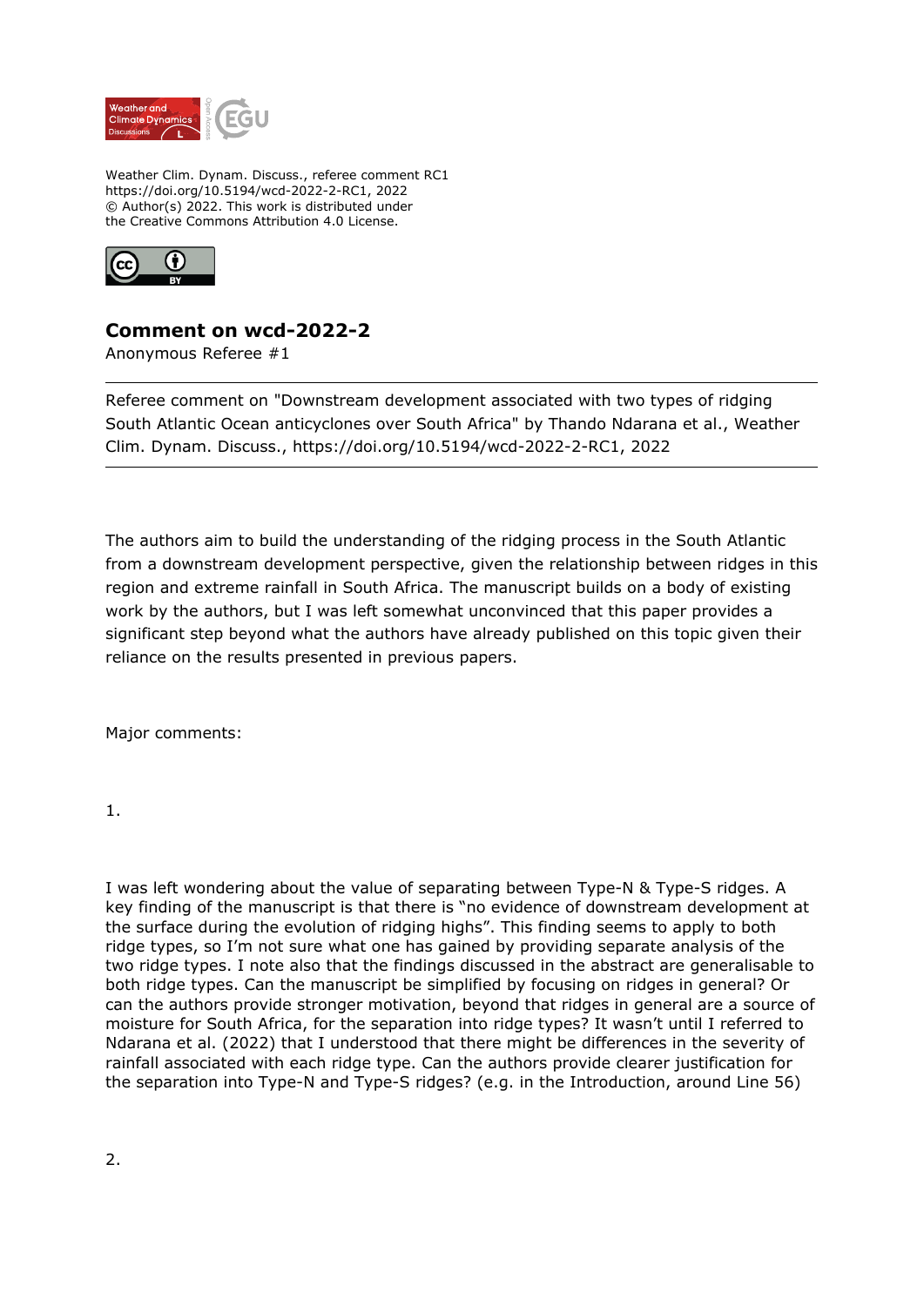Weather Clim. Dynam. Discuss., referee comment RC1
https://doi.org/10.5194/wcd-2022-2-RC1, 2022
© Author(s) 2022. This work is distributed under
the Creative Commons Attribution 4.0 License.

## Comment on wcd-2022-2

Anonymous Referee #1

---

Referee comment on "Downstream development associated with two types of ridging South Atlantic Ocean anticyclones over South Africa" by Thando Ndarana et al., Weather Clim. Dynam. Discuss., https://doi.org/10.5194/wcd-2022-2-RC1, 2022

---

The authors aim to build the understanding of the ridging process in the South Atlantic from a downstream development perspective, given the relationship between ridges in this region and extreme rainfall in South Africa. The manuscript builds on a body of existing work by the authors, but I was left somewhat unconvinced that this paper provides a significant step beyond what the authors have already published on this topic given their reliance on the results presented in previous papers.

Major comments:

1.

I was left wondering about the value of separating between Type-N & Type-S ridges. A key finding of the manuscript is that there is "no evidence of downstream development at the surface during the evolution of ridging highs". This finding seems to apply to both ridge types, so I'm not sure what one has gained by providing separate analysis of the two ridge types. I note also that the findings discussed in the abstract are generalisable to both ridge types. Can the manuscript be simplified by focusing on ridges in general? Or can the authors provide stronger motivation, beyond that ridges in general are a source of moisture for South Africa, for the separation into ridge types? It wasn't until I referred to Ndarana et al. (2022) that I understood that there might be differences in the severity of rainfall associated with each ridge type. Can the authors provide clearer justification for the separation into Type-N and Type-S ridges? (e.g. in the Introduction, around Line 56)

2.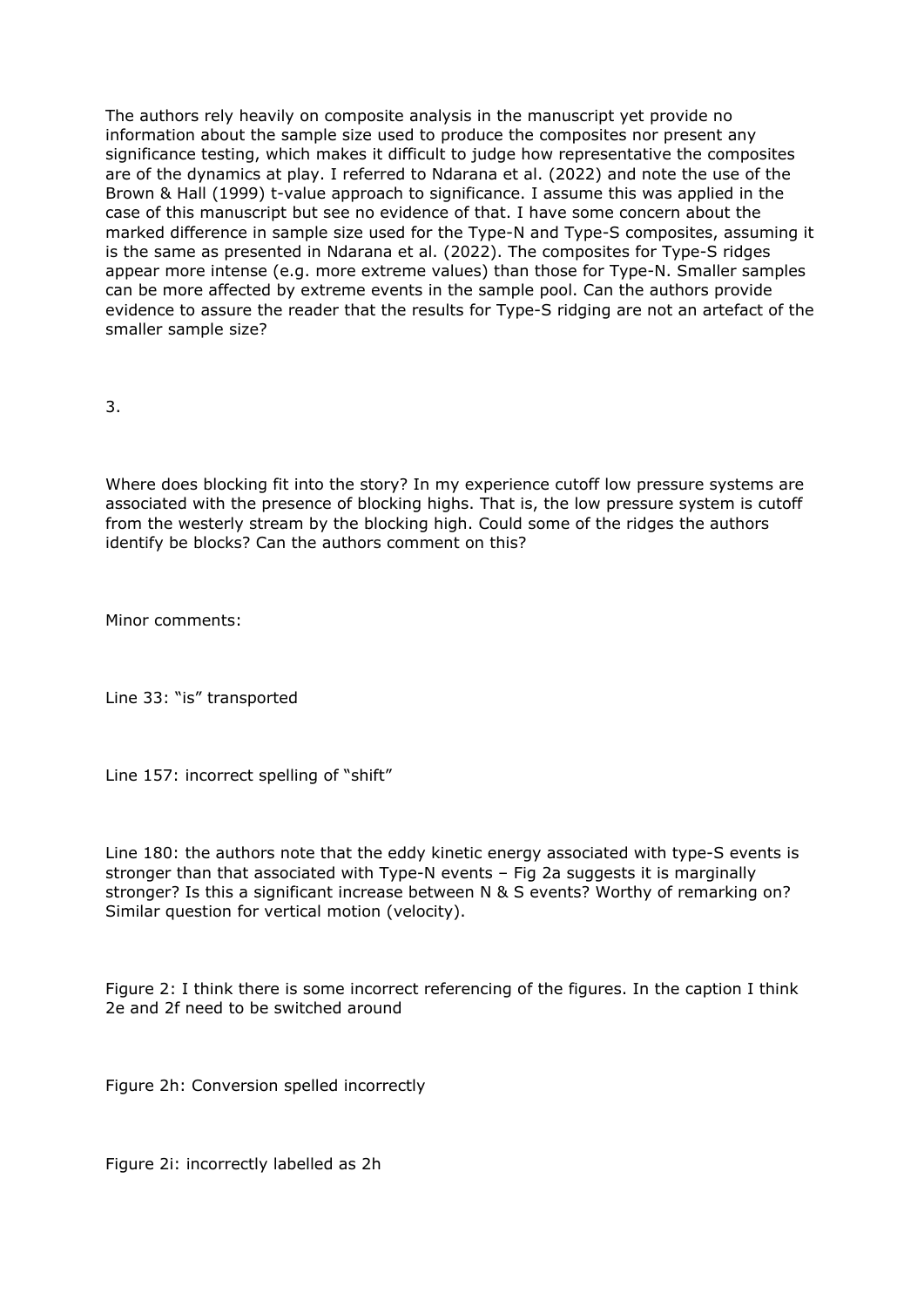The authors rely heavily on composite analysis in the manuscript yet provide no information about the sample size used to produce the composites nor present any significance testing, which makes it difficult to judge how representative the composites are of the dynamics at play. I referred to Ndarana et al. (2022) and note the use of the Brown & Hall (1999) t-value approach to significance. I assume this was applied in the case of this manuscript but see no evidence of that. I have some concern about the marked difference in sample size used for the Type-N and Type-S composites, assuming it is the same as presented in Ndarana et al. (2022). The composites for Type-S ridges appear more intense (e.g. more extreme values) than those for Type-N. Smaller samples can be more affected by extreme events in the sample pool. Can the authors provide evidence to assure the reader that the results for Type-S ridging are not an artefact of the smaller sample size?

3.

Where does blocking fit into the story? In my experience cutoff low pressure systems are associated with the presence of blocking highs. That is, the low pressure system is cutoff from the westerly stream by the blocking high. Could some of the ridges the authors identify be blocks? Can the authors comment on this?

Minor comments:

Line 33: "is" transported

Line 157: incorrect spelling of "shift"

Line 180: the authors note that the eddy kinetic energy associated with type-S events is stronger than that associated with Type-N events – Fig 2a suggests it is marginally stronger? Is this a significant increase between N & S events? Worthy of remarking on? Similar question for vertical motion (velocity).

Figure 2: I think there is some incorrect referencing of the figures. In the caption I think 2e and 2f need to be switched around

Figure 2h: Conversion spelled incorrectly

Figure 2i: incorrectly labelled as 2h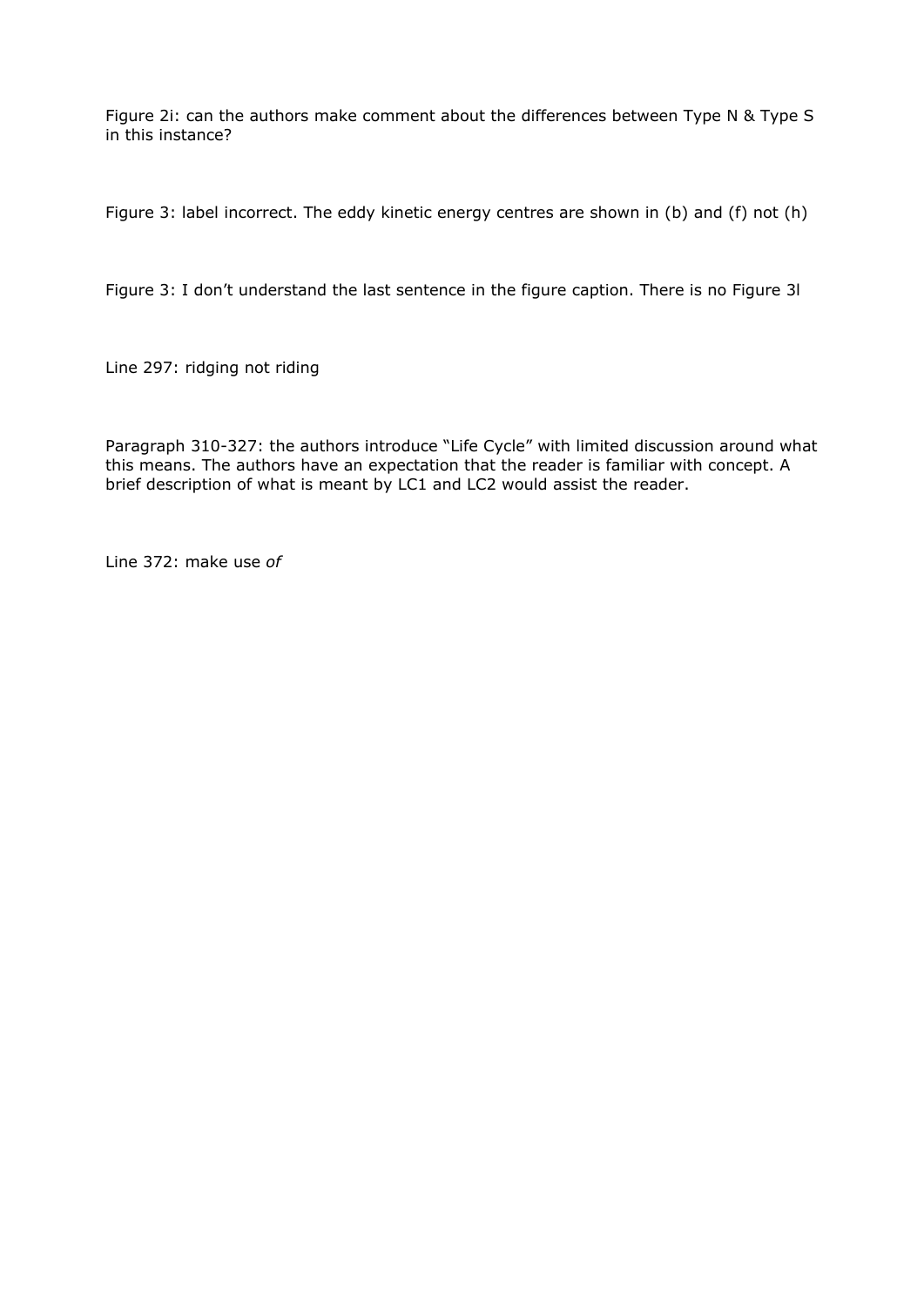Figure 2i: can the authors make comment about the differences between Type N & Type S in this instance?

Figure 3: label incorrect. The eddy kinetic energy centres are shown in (b) and (f) not (h)

Figure 3: I don't understand the last sentence in the figure caption. There is no Figure 3l

Line 297: ridging not riding

Paragraph 310-327: the authors introduce "Life Cycle" with limited discussion around what this means. The authors have an expectation that the reader is familiar with concept. A brief description of what is meant by LC1 and LC2 would assist the reader.

Line 372: make use *of*